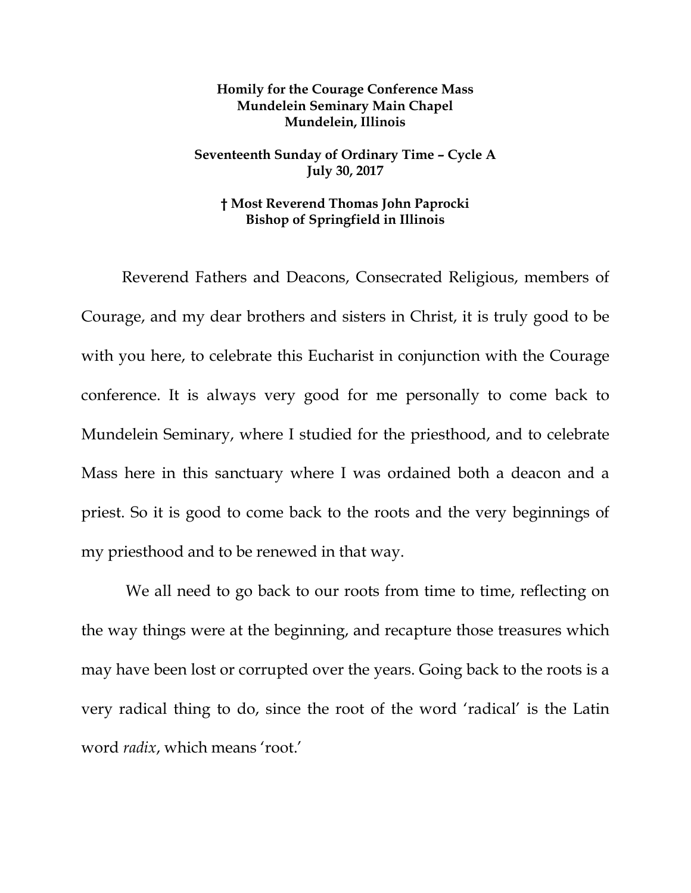**Homily for the Courage Conference Mass**
**Mundelein Seminary Main Chapel**
**Mundelein, Illinois**

**Seventeenth Sunday of Ordinary Time – Cycle A**
**July 30, 2017**

**† Most Reverend Thomas John Paprocki**
**Bishop of Springfield in Illinois**

Reverend Fathers and Deacons, Consecrated Religious, members of Courage, and my dear brothers and sisters in Christ, it is truly good to be with you here, to celebrate this Eucharist in conjunction with the Courage conference. It is always very good for me personally to come back to Mundelein Seminary, where I studied for the priesthood, and to celebrate Mass here in this sanctuary where I was ordained both a deacon and a priest. So it is good to come back to the roots and the very beginnings of my priesthood and to be renewed in that way.

We all need to go back to our roots from time to time, reflecting on the way things were at the beginning, and recapture those treasures which may have been lost or corrupted over the years. Going back to the roots is a very radical thing to do, since the root of the word 'radical' is the Latin word *radix*, which means 'root.'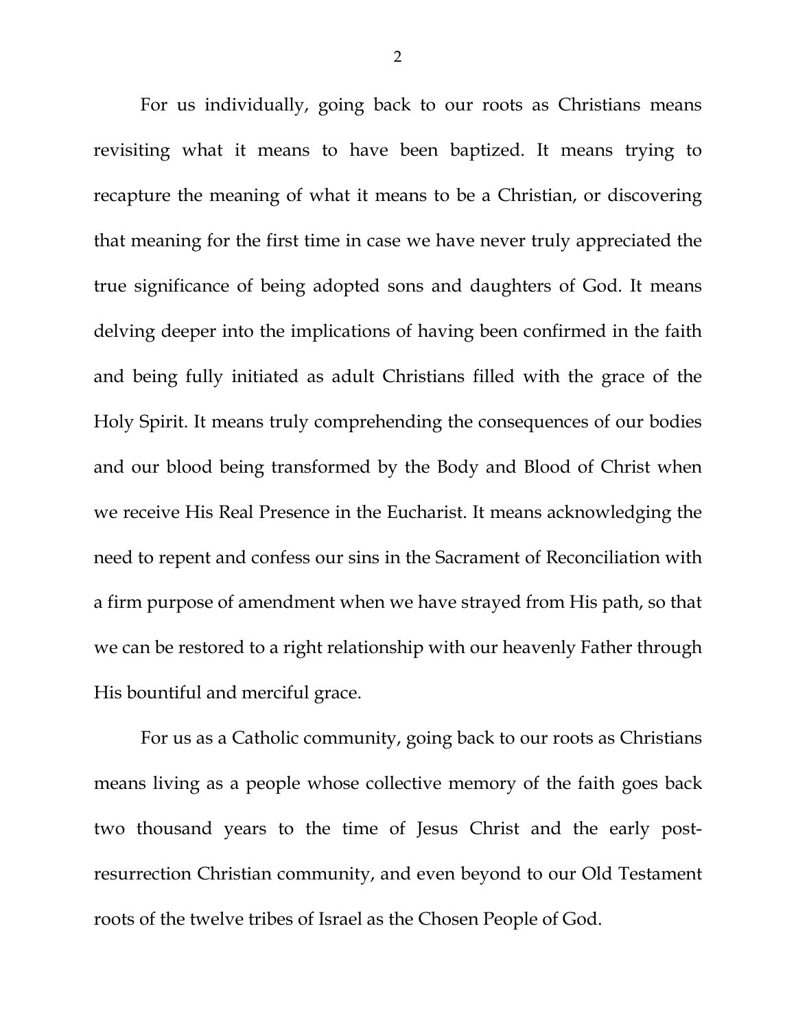For us individually, going back to our roots as Christians means revisiting what it means to have been baptized. It means trying to recapture the meaning of what it means to be a Christian, or discovering that meaning for the first time in case we have never truly appreciated the true significance of being adopted sons and daughters of God. It means delving deeper into the implications of having been confirmed in the faith and being fully initiated as adult Christians filled with the grace of the Holy Spirit. It means truly comprehending the consequences of our bodies and our blood being transformed by the Body and Blood of Christ when we receive His Real Presence in the Eucharist. It means acknowledging the need to repent and confess our sins in the Sacrament of Reconciliation with a firm purpose of amendment when we have strayed from His path, so that we can be restored to a right relationship with our heavenly Father through His bountiful and merciful grace.

For us as a Catholic community, going back to our roots as Christians means living as a people whose collective memory of the faith goes back two thousand years to the time of Jesus Christ and the early post-resurrection Christian community, and even beyond to our Old Testament roots of the twelve tribes of Israel as the Chosen People of God.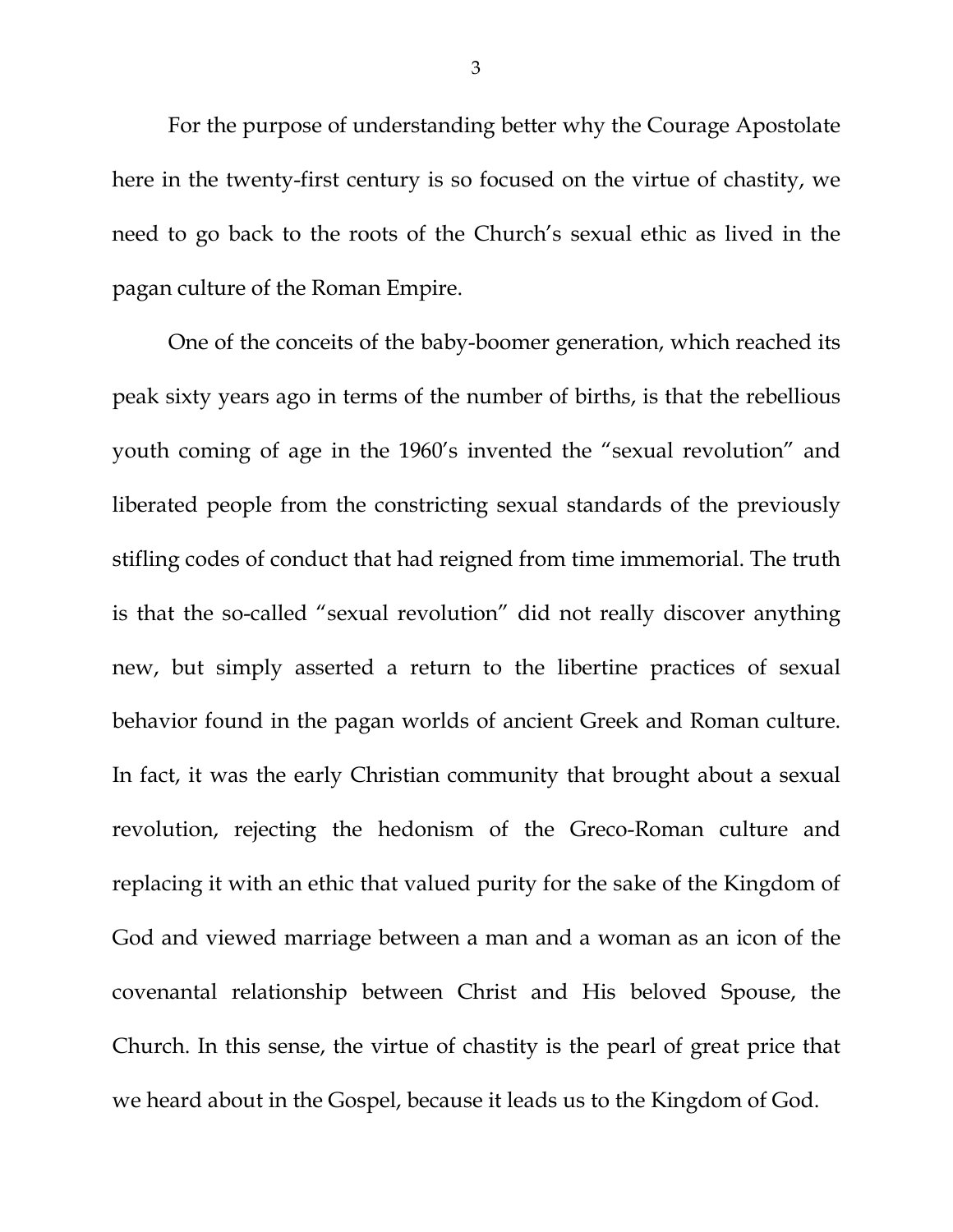For the purpose of understanding better why the Courage Apostolate here in the twenty-first century is so focused on the virtue of chastity, we need to go back to the roots of the Church's sexual ethic as lived in the pagan culture of the Roman Empire.

One of the conceits of the baby-boomer generation, which reached its peak sixty years ago in terms of the number of births, is that the rebellious youth coming of age in the 1960's invented the "sexual revolution" and liberated people from the constricting sexual standards of the previously stifling codes of conduct that had reigned from time immemorial. The truth is that the so-called "sexual revolution" did not really discover anything new, but simply asserted a return to the libertine practices of sexual behavior found in the pagan worlds of ancient Greek and Roman culture. In fact, it was the early Christian community that brought about a sexual revolution, rejecting the hedonism of the Greco-Roman culture and replacing it with an ethic that valued purity for the sake of the Kingdom of God and viewed marriage between a man and a woman as an icon of the covenantal relationship between Christ and His beloved Spouse, the Church. In this sense, the virtue of chastity is the pearl of great price that we heard about in the Gospel, because it leads us to the Kingdom of God.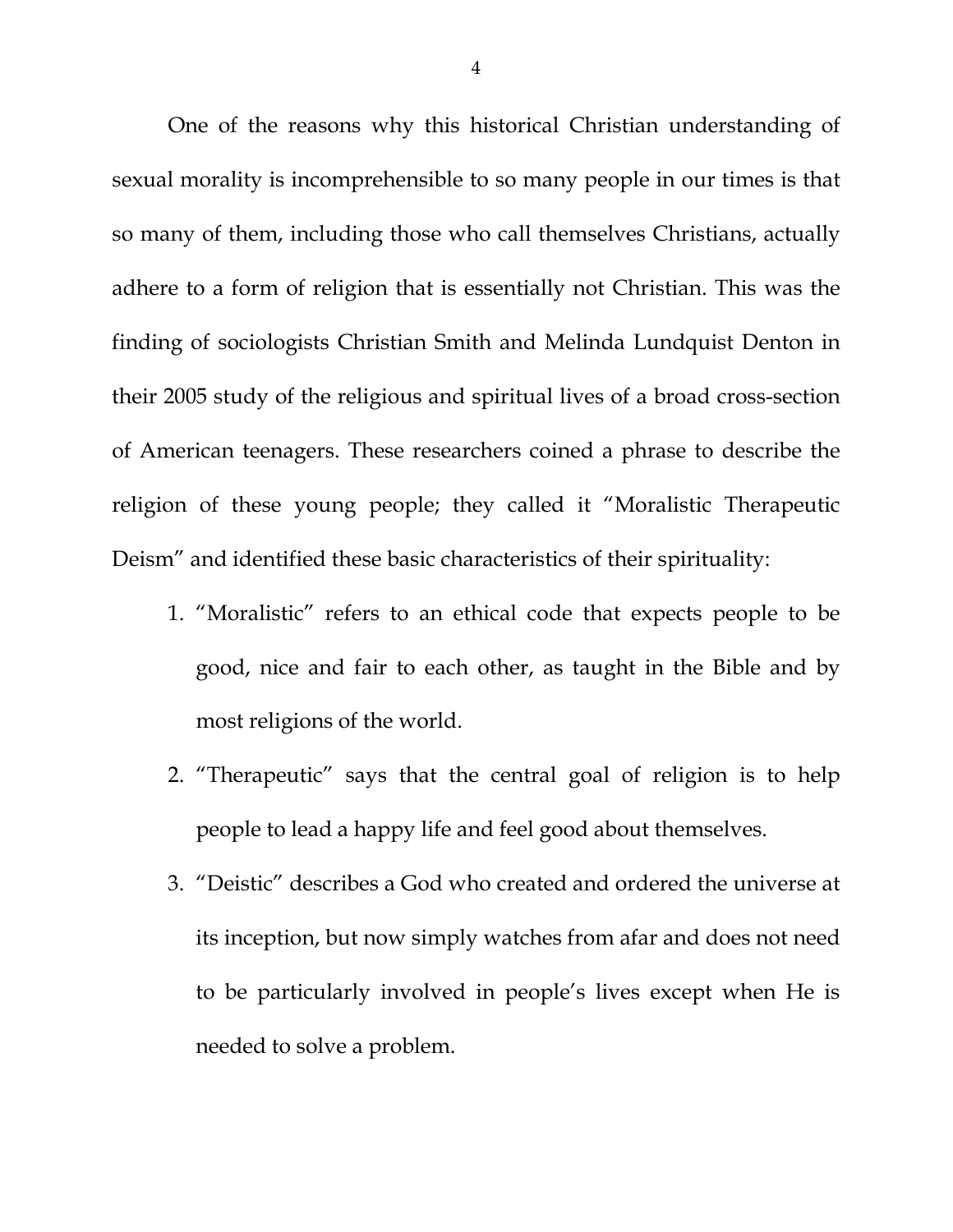One of the reasons why this historical Christian understanding of sexual morality is incomprehensible to so many people in our times is that so many of them, including those who call themselves Christians, actually adhere to a form of religion that is essentially not Christian. This was the finding of sociologists Christian Smith and Melinda Lundquist Denton in their 2005 study of the religious and spiritual lives of a broad cross-section of American teenagers. These researchers coined a phrase to describe the religion of these young people; they called it "Moralistic Therapeutic Deism" and identified these basic characteristics of their spirituality:

1. "Moralistic" refers to an ethical code that expects people to be good, nice and fair to each other, as taught in the Bible and by most religions of the world.
2. "Therapeutic" says that the central goal of religion is to help people to lead a happy life and feel good about themselves.
3. "Deistic" describes a God who created and ordered the universe at its inception, but now simply watches from afar and does not need to be particularly involved in people's lives except when He is needed to solve a problem.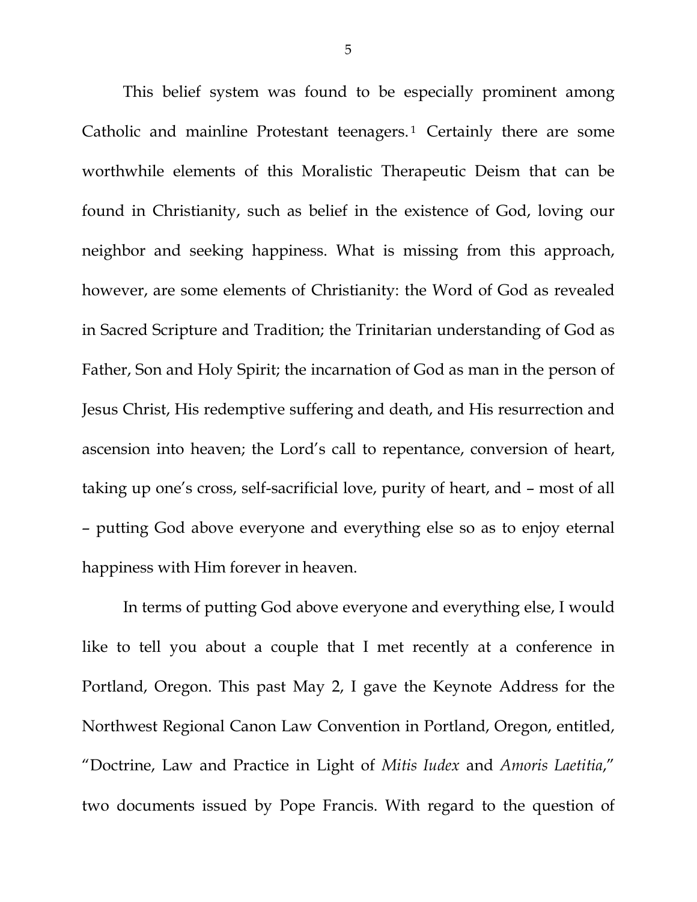This belief system was found to be especially prominent among Catholic and mainline Protestant teenagers.[1] Certainly there are some worthwhile elements of this Moralistic Therapeutic Deism that can be found in Christianity, such as belief in the existence of God, loving our neighbor and seeking happiness. What is missing from this approach, however, are some elements of Christianity: the Word of God as revealed in Sacred Scripture and Tradition; the Trinitarian understanding of God as Father, Son and Holy Spirit; the incarnation of God as man in the person of Jesus Christ, His redemptive suffering and death, and His resurrection and ascension into heaven; the Lord's call to repentance, conversion of heart, taking up one's cross, self-sacrificial love, purity of heart, and – most of all – putting God above everyone and everything else so as to enjoy eternal happiness with Him forever in heaven.

In terms of putting God above everyone and everything else, I would like to tell you about a couple that I met recently at a conference in Portland, Oregon. This past May 2, I gave the Keynote Address for the Northwest Regional Canon Law Convention in Portland, Oregon, entitled, "Doctrine, Law and Practice in Light of *Mitis Iudex* and *Amoris Laetitia*," two documents issued by Pope Francis. With regard to the question of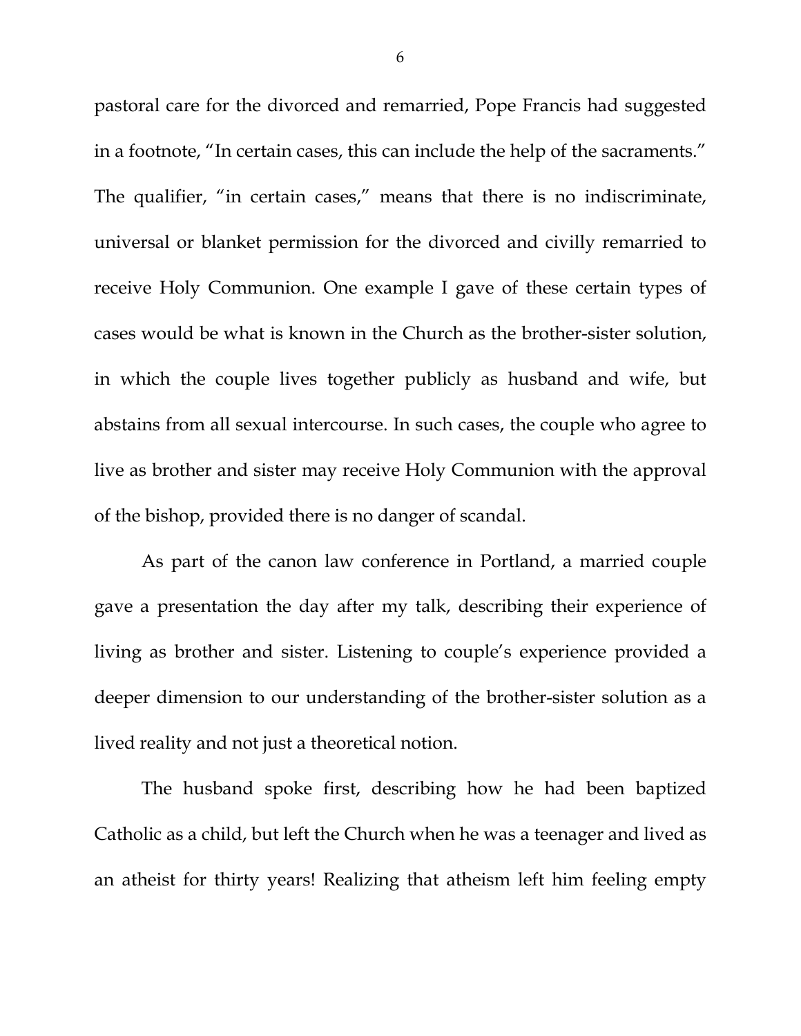pastoral care for the divorced and remarried, Pope Francis had suggested in a footnote, "In certain cases, this can include the help of the sacraments." The qualifier, "in certain cases," means that there is no indiscriminate, universal or blanket permission for the divorced and civilly remarried to receive Holy Communion. One example I gave of these certain types of cases would be what is known in the Church as the brother-sister solution, in which the couple lives together publicly as husband and wife, but abstains from all sexual intercourse. In such cases, the couple who agree to live as brother and sister may receive Holy Communion with the approval of the bishop, provided there is no danger of scandal.

As part of the canon law conference in Portland, a married couple gave a presentation the day after my talk, describing their experience of living as brother and sister. Listening to couple's experience provided a deeper dimension to our understanding of the brother-sister solution as a lived reality and not just a theoretical notion.

The husband spoke first, describing how he had been baptized Catholic as a child, but left the Church when he was a teenager and lived as an atheist for thirty years! Realizing that atheism left him feeling empty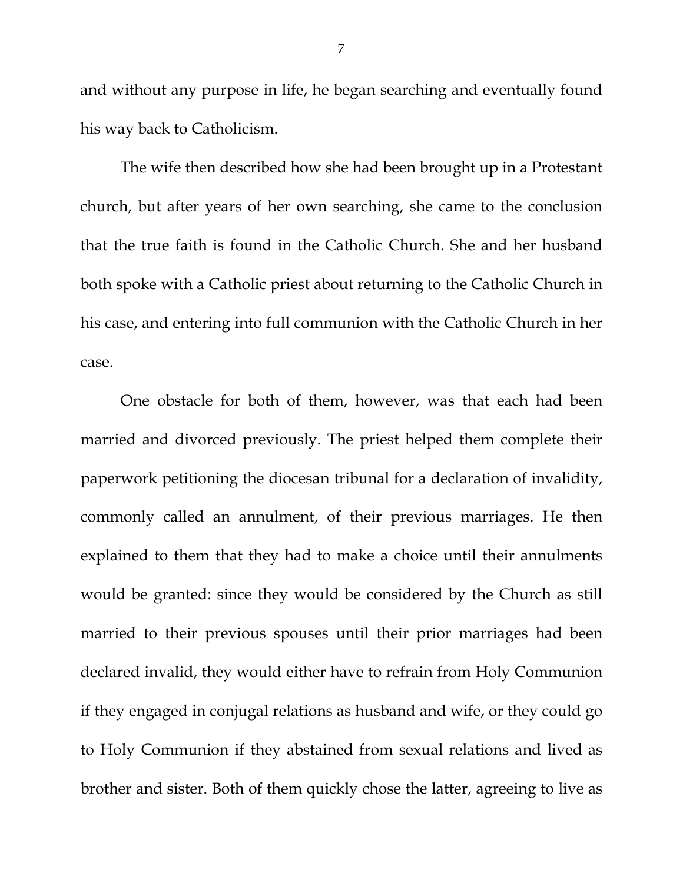and without any purpose in life, he began searching and eventually found his way back to Catholicism.

The wife then described how she had been brought up in a Protestant church, but after years of her own searching, she came to the conclusion that the true faith is found in the Catholic Church. She and her husband both spoke with a Catholic priest about returning to the Catholic Church in his case, and entering into full communion with the Catholic Church in her case.

One obstacle for both of them, however, was that each had been married and divorced previously. The priest helped them complete their paperwork petitioning the diocesan tribunal for a declaration of invalidity, commonly called an annulment, of their previous marriages. He then explained to them that they had to make a choice until their annulments would be granted: since they would be considered by the Church as still married to their previous spouses until their prior marriages had been declared invalid, they would either have to refrain from Holy Communion if they engaged in conjugal relations as husband and wife, or they could go to Holy Communion if they abstained from sexual relations and lived as brother and sister. Both of them quickly chose the latter, agreeing to live as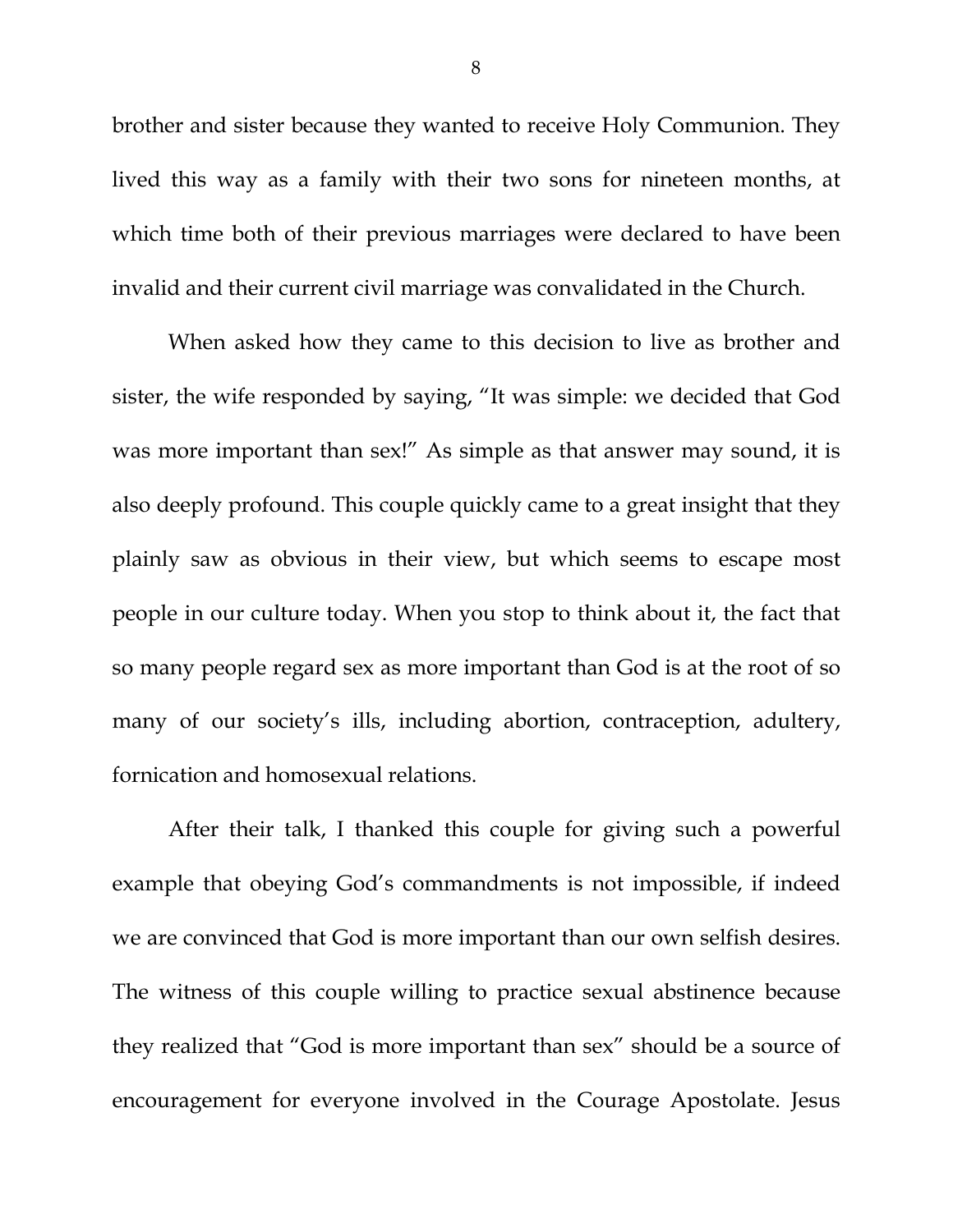brother and sister because they wanted to receive Holy Communion. They lived this way as a family with their two sons for nineteen months, at which time both of their previous marriages were declared to have been invalid and their current civil marriage was convalidated in the Church.

When asked how they came to this decision to live as brother and sister, the wife responded by saying, "It was simple: we decided that God was more important than sex!" As simple as that answer may sound, it is also deeply profound. This couple quickly came to a great insight that they plainly saw as obvious in their view, but which seems to escape most people in our culture today. When you stop to think about it, the fact that so many people regard sex as more important than God is at the root of so many of our society's ills, including abortion, contraception, adultery, fornication and homosexual relations.

After their talk, I thanked this couple for giving such a powerful example that obeying God's commandments is not impossible, if indeed we are convinced that God is more important than our own selfish desires. The witness of this couple willing to practice sexual abstinence because they realized that "God is more important than sex" should be a source of encouragement for everyone involved in the Courage Apostolate. Jesus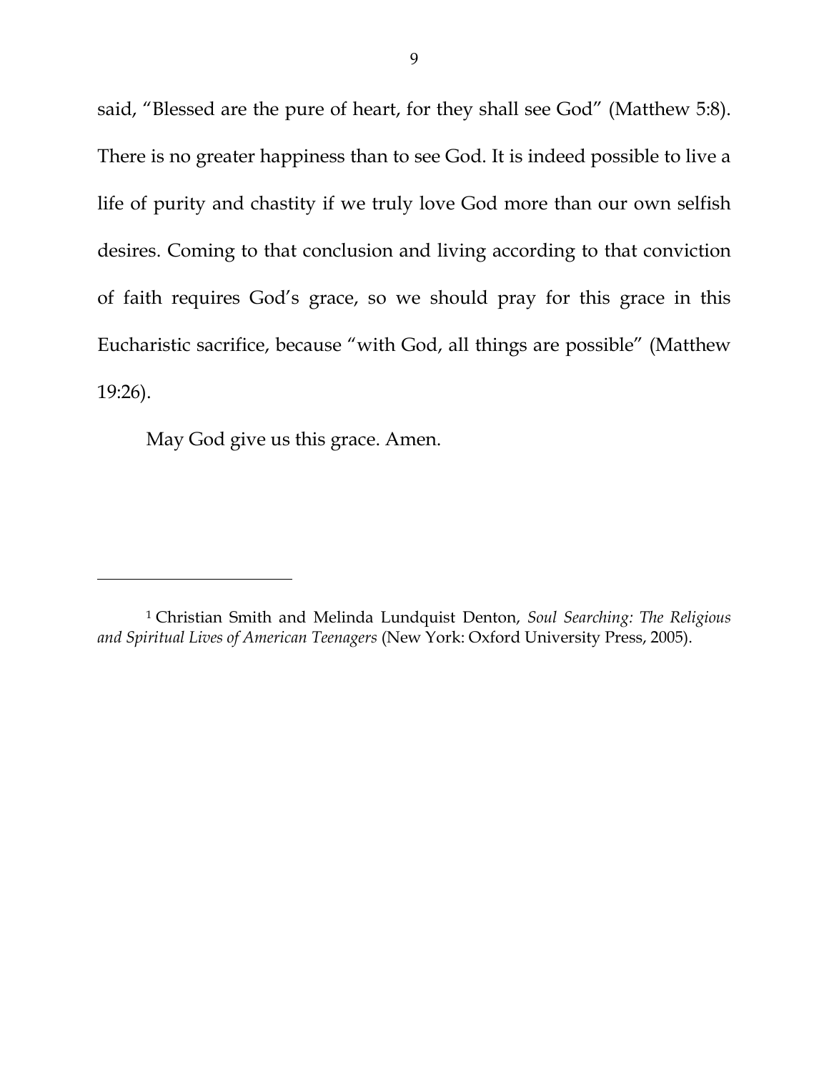said, "Blessed are the pure of heart, for they shall see God" (Matthew 5:8). There is no greater happiness than to see God. It is indeed possible to live a life of purity and chastity if we truly love God more than our own selfish desires. Coming to that conclusion and living according to that conviction of faith requires God's grace, so we should pray for this grace in this Eucharistic sacrifice, because "with God, all things are possible" (Matthew 19:26).

May God give us this grace. Amen.

---

[1] Christian Smith and Melinda Lundquist Denton, *Soul Searching: The Religious and Spiritual Lives of American Teenagers* (New York: Oxford University Press, 2005).